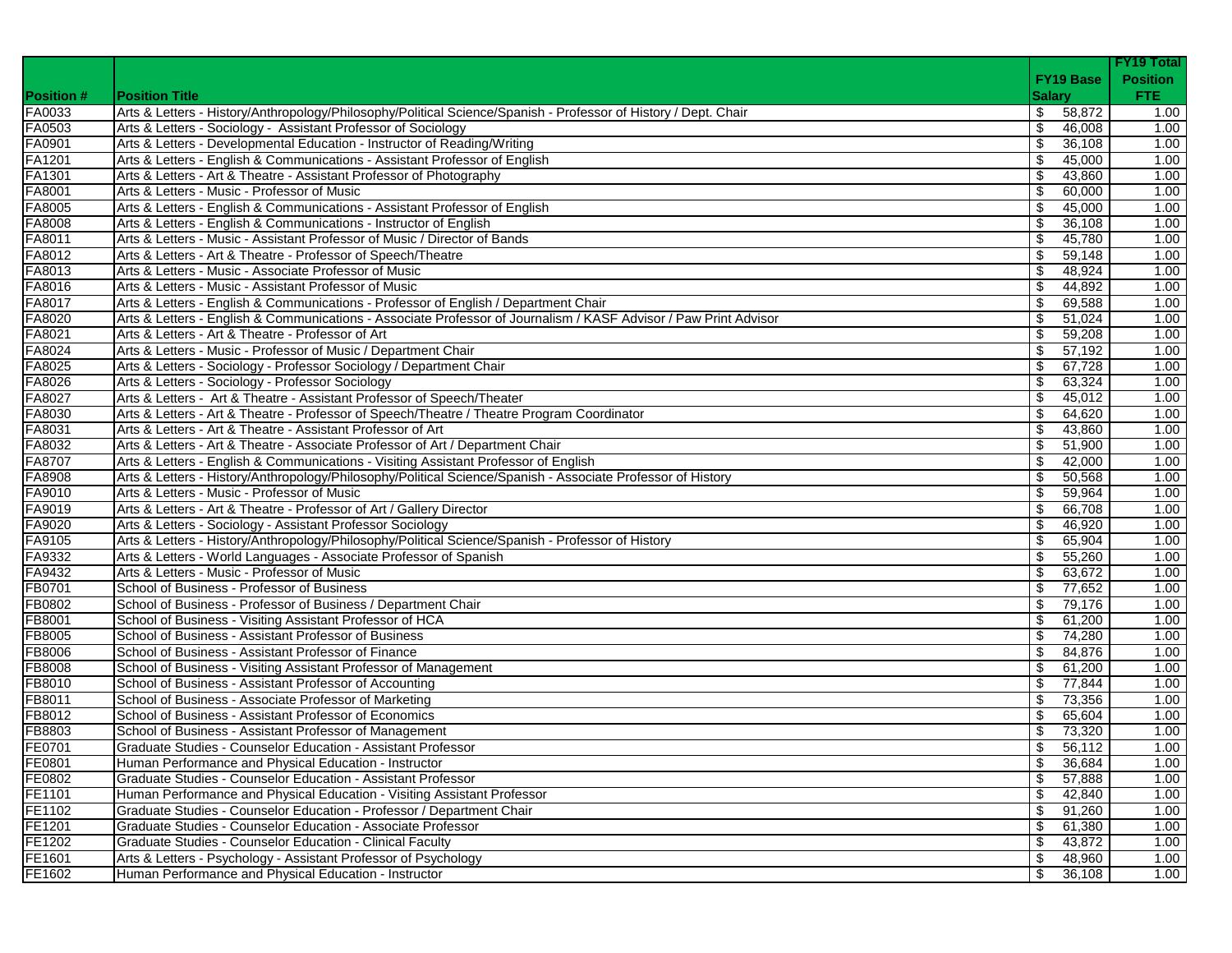| Position # | Position Title | FY19 Base Salary | FY19 Total Position FTE |
|---|---|---|---|
| FA0033 | Arts & Letters - History/Anthropology/Philosophy/Political Science/Spanish - Professor of History / Dept. Chair | $ 58,872 | 1.00 |
| FA0503 | Arts & Letters - Sociology - Assistant Professor of Sociology | $ 46,008 | 1.00 |
| FA0901 | Arts & Letters - Developmental Education - Instructor of Reading/Writing | $ 36,108 | 1.00 |
| FA1201 | Arts & Letters - English & Communications - Assistant Professor of English | $ 45,000 | 1.00 |
| FA1301 | Arts & Letters - Art & Theatre - Assistant Professor of Photography | $ 43,860 | 1.00 |
| FA8001 | Arts & Letters - Music - Professor of Music | $ 60,000 | 1.00 |
| FA8005 | Arts & Letters - English & Communications - Assistant Professor of English | $ 45,000 | 1.00 |
| FA8008 | Arts & Letters - English & Communications - Instructor of English | $ 36,108 | 1.00 |
| FA8011 | Arts & Letters - Music - Assistant Professor of Music / Director of Bands | $ 45,780 | 1.00 |
| FA8012 | Arts & Letters - Art & Theatre - Professor of Speech/Theatre | $ 59,148 | 1.00 |
| FA8013 | Arts & Letters - Music - Associate Professor of Music | $ 48,924 | 1.00 |
| FA8016 | Arts & Letters - Music - Assistant Professor of Music | $ 44,892 | 1.00 |
| FA8017 | Arts & Letters - English & Communications - Professor of English / Department Chair | $ 69,588 | 1.00 |
| FA8020 | Arts & Letters - English & Communications - Associate Professor of Journalism / KASF Advisor / Paw Print Advisor | $ 51,024 | 1.00 |
| FA8021 | Arts & Letters - Art & Theatre - Professor of Art | $ 59,208 | 1.00 |
| FA8024 | Arts & Letters - Music - Professor of Music / Department Chair | $ 57,192 | 1.00 |
| FA8025 | Arts & Letters - Sociology - Professor Sociology / Department Chair | $ 67,728 | 1.00 |
| FA8026 | Arts & Letters - Sociology - Professor Sociology | $ 63,324 | 1.00 |
| FA8027 | Arts & Letters - Art & Theatre - Assistant Professor of Speech/Theater | $ 45,012 | 1.00 |
| FA8030 | Arts & Letters - Art & Theatre - Professor of Speech/Theatre / Theatre Program Coordinator | $ 64,620 | 1.00 |
| FA8031 | Arts & Letters - Art & Theatre - Assistant Professor of Art | $ 43,860 | 1.00 |
| FA8032 | Arts & Letters - Art & Theatre - Associate Professor of Art / Department Chair | $ 51,900 | 1.00 |
| FA8707 | Arts & Letters - English & Communications - Visiting Assistant Professor of English | $ 42,000 | 1.00 |
| FA8908 | Arts & Letters - History/Anthropology/Philosophy/Political Science/Spanish - Associate Professor of History | $ 50,568 | 1.00 |
| FA9010 | Arts & Letters - Music - Professor of Music | $ 59,964 | 1.00 |
| FA9019 | Arts & Letters - Art & Theatre - Professor of Art / Gallery Director | $ 66,708 | 1.00 |
| FA9020 | Arts & Letters - Sociology - Assistant Professor Sociology | $ 46,920 | 1.00 |
| FA9105 | Arts & Letters - History/Anthropology/Philosophy/Political Science/Spanish - Professor of History | $ 65,904 | 1.00 |
| FA9332 | Arts & Letters - World Languages - Associate Professor of Spanish | $ 55,260 | 1.00 |
| FA9432 | Arts & Letters - Music - Professor of Music | $ 63,672 | 1.00 |
| FB0701 | School of Business - Professor of Business | $ 77,652 | 1.00 |
| FB0802 | School of Business - Professor of Business / Department Chair | $ 79,176 | 1.00 |
| FB8001 | School of Business - Visiting Assistant Professor of HCA | $ 61,200 | 1.00 |
| FB8005 | School of Business - Assistant Professor of Business | $ 74,280 | 1.00 |
| FB8006 | School of Business - Assistant Professor of Finance | $ 84,876 | 1.00 |
| FB8008 | School of Business - Visiting Assistant Professor of Management | $ 61,200 | 1.00 |
| FB8010 | School of Business - Assistant Professor of Accounting | $ 77,844 | 1.00 |
| FB8011 | School of Business - Associate Professor of Marketing | $ 73,356 | 1.00 |
| FB8012 | School of Business - Assistant Professor of Economics | $ 65,604 | 1.00 |
| FB8803 | School of Business - Assistant Professor of Management | $ 73,320 | 1.00 |
| FE0701 | Graduate Studies - Counselor Education - Assistant Professor | $ 56,112 | 1.00 |
| FE0801 | Human Performance and Physical Education - Instructor | $ 36,684 | 1.00 |
| FE0802 | Graduate Studies - Counselor Education - Assistant Professor | $ 57,888 | 1.00 |
| FE1101 | Human Performance and Physical Education - Visiting Assistant Professor | $ 42,840 | 1.00 |
| FE1102 | Graduate Studies - Counselor Education - Professor / Department Chair | $ 91,260 | 1.00 |
| FE1201 | Graduate Studies - Counselor Education - Associate Professor | $ 61,380 | 1.00 |
| FE1202 | Graduate Studies - Counselor Education - Clinical Faculty | $ 43,872 | 1.00 |
| FE1601 | Arts & Letters - Psychology - Assistant Professor of Psychology | $ 48,960 | 1.00 |
| FE1602 | Human Performance and Physical Education - Instructor | $ 36,108 | 1.00 |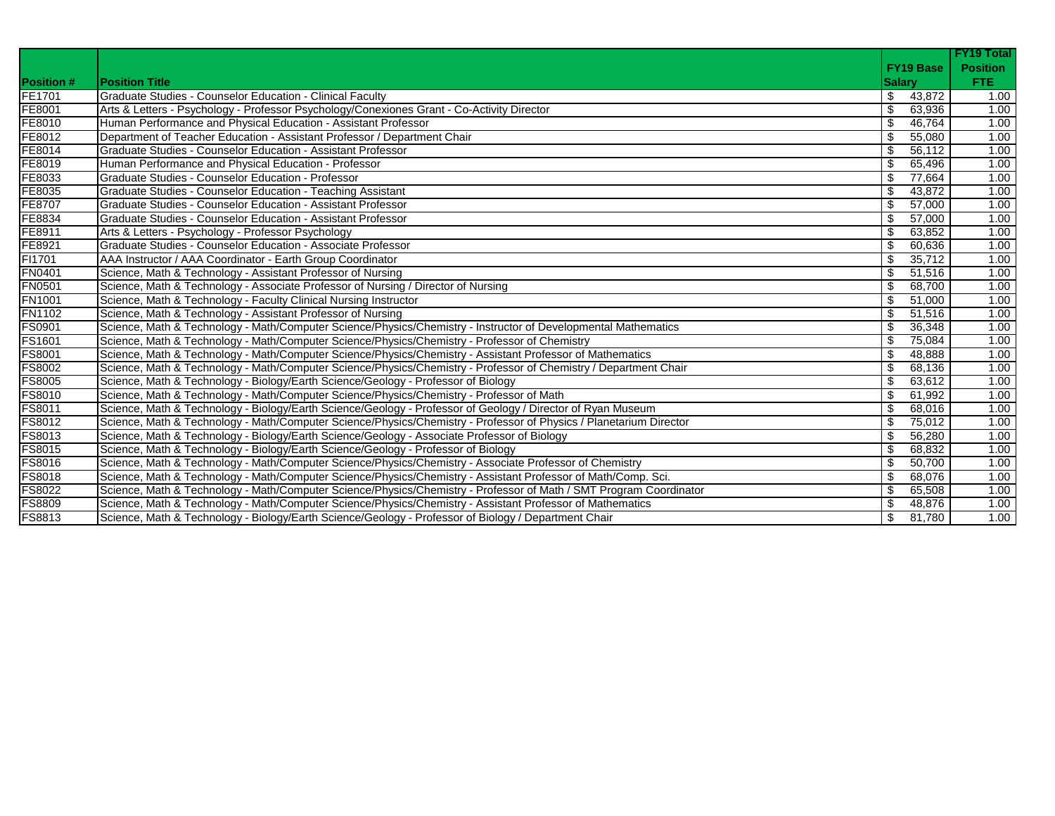| Position # | Position Title | FY19 Base Salary | FY19 Total Position FTE |
|---|---|---|---|
| FE1701 | Graduate Studies - Counselor Education - Clinical Faculty | $ 43,872 | 1.00 |
| FE8001 | Arts & Letters - Psychology - Professor Psychology/Conexiones Grant - Co-Activity Director | $ 63,936 | 1.00 |
| FE8010 | Human Performance and Physical Education - Assistant Professor | $ 46,764 | 1.00 |
| FE8012 | Department of Teacher Education - Assistant Professor / Department Chair | $ 55,080 | 1.00 |
| FE8014 | Graduate Studies - Counselor Education - Assistant Professor | $ 56,112 | 1.00 |
| FE8019 | Human Performance and Physical Education - Professor | $ 65,496 | 1.00 |
| FE8033 | Graduate Studies - Counselor Education - Professor | $ 77,664 | 1.00 |
| FE8035 | Graduate Studies - Counselor Education - Teaching Assistant | $ 43,872 | 1.00 |
| FE8707 | Graduate Studies - Counselor Education - Assistant Professor | $ 57,000 | 1.00 |
| FE8834 | Graduate Studies - Counselor Education - Assistant Professor | $ 57,000 | 1.00 |
| FE8911 | Arts & Letters - Psychology - Professor Psychology | $ 63,852 | 1.00 |
| FE8921 | Graduate Studies - Counselor Education - Associate Professor | $ 60,636 | 1.00 |
| FI1701 | AAA Instructor / AAA Coordinator - Earth Group Coordinator | $ 35,712 | 1.00 |
| FN0401 | Science, Math & Technology - Assistant Professor of Nursing | $ 51,516 | 1.00 |
| FN0501 | Science, Math & Technology - Associate Professor of Nursing / Director of Nursing | $ 68,700 | 1.00 |
| FN1001 | Science, Math & Technology - Faculty Clinical Nursing Instructor | $ 51,000 | 1.00 |
| FN1102 | Science, Math & Technology - Assistant Professor of Nursing | $ 51,516 | 1.00 |
| FS0901 | Science, Math & Technology - Math/Computer Science/Physics/Chemistry - Instructor of Developmental Mathematics | $ 36,348 | 1.00 |
| FS1601 | Science, Math & Technology - Math/Computer Science/Physics/Chemistry - Professor of Chemistry | $ 75,084 | 1.00 |
| FS8001 | Science, Math & Technology - Math/Computer Science/Physics/Chemistry - Assistant Professor of Mathematics | $ 48,888 | 1.00 |
| FS8002 | Science, Math & Technology - Math/Computer Science/Physics/Chemistry - Professor of Chemistry / Department Chair | $ 68,136 | 1.00 |
| FS8005 | Science, Math & Technology - Biology/Earth Science/Geology - Professor of Biology | $ 63,612 | 1.00 |
| FS8010 | Science, Math & Technology - Math/Computer Science/Physics/Chemistry - Professor of Math | $ 61,992 | 1.00 |
| FS8011 | Science, Math & Technology - Biology/Earth Science/Geology - Professor of Geology / Director of Ryan Museum | $ 68,016 | 1.00 |
| FS8012 | Science, Math & Technology - Math/Computer Science/Physics/Chemistry - Professor of Physics / Planetarium Director | $ 75,012 | 1.00 |
| FS8013 | Science, Math & Technology - Biology/Earth Science/Geology - Associate Professor of Biology | $ 56,280 | 1.00 |
| FS8015 | Science, Math & Technology - Biology/Earth Science/Geology - Professor of Biology | $ 68,832 | 1.00 |
| FS8016 | Science, Math & Technology - Math/Computer Science/Physics/Chemistry - Associate Professor of Chemistry | $ 50,700 | 1.00 |
| FS8018 | Science, Math & Technology - Math/Computer Science/Physics/Chemistry - Assistant Professor of Math/Comp. Sci. | $ 68,076 | 1.00 |
| FS8022 | Science, Math & Technology - Math/Computer Science/Physics/Chemistry - Professor of Math / SMT Program Coordinator | $ 65,508 | 1.00 |
| FS8809 | Science, Math & Technology - Math/Computer Science/Physics/Chemistry - Assistant Professor of Mathematics | $ 48,876 | 1.00 |
| FS8813 | Science, Math & Technology - Biology/Earth Science/Geology - Professor of Biology / Department Chair | $ 81,780 | 1.00 |